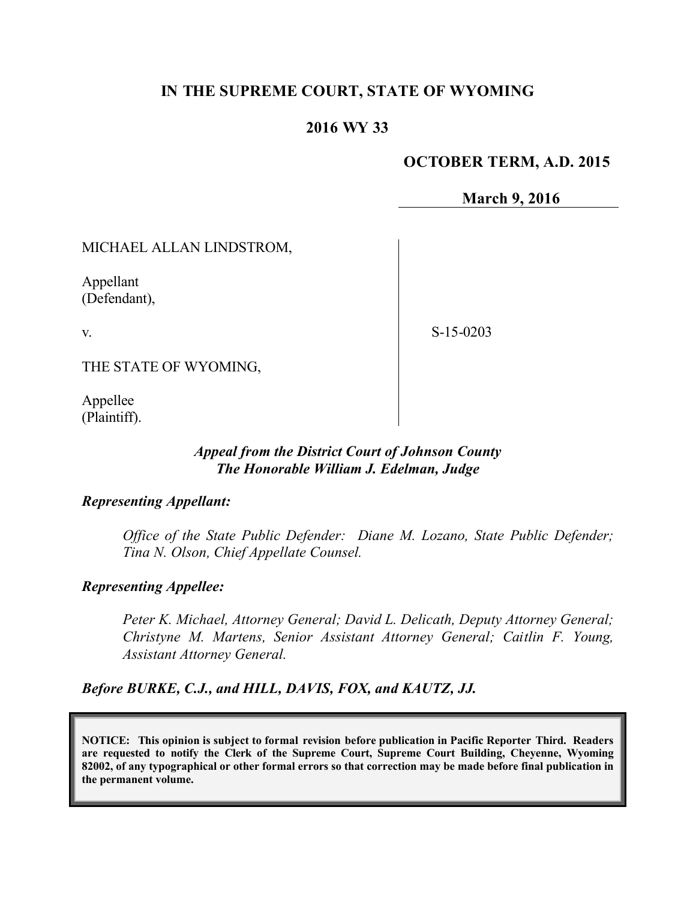# IN THE SUPREME COURT, STATE OF WYOMING

## 2016 WY 33

**OCTOBER TERM, A.D. 2015**

**March 9, 2016**

MICHAEL ALLAN LINDSTROM,

Appellant
(Defendant),

v.

S-15-0203

THE STATE OF WYOMING,

Appellee
(Plaintiff).

***Appeal from the District Court of Johnson County***
***The Honorable William J. Edelman, Judge***

***Representing Appellant:***

*Office of the State Public Defender: Diane M. Lozano, State Public Defender; Tina N. Olson, Chief Appellate Counsel.*

***Representing Appellee:***

*Peter K. Michael, Attorney General; David L. Delicath, Deputy Attorney General; Christyne M. Martens, Senior Assistant Attorney General; Caitlin F. Young, Assistant Attorney General.*

***Before BURKE, C.J., and HILL, DAVIS, FOX, and KAUTZ, JJ.***

**NOTICE: This opinion is subject to formal revision before publication in Pacific Reporter Third. Readers are requested to notify the Clerk of the Supreme Court, Supreme Court Building, Cheyenne, Wyoming 82002, of any typographical or other formal errors so that correction may be made before final publication in the permanent volume.**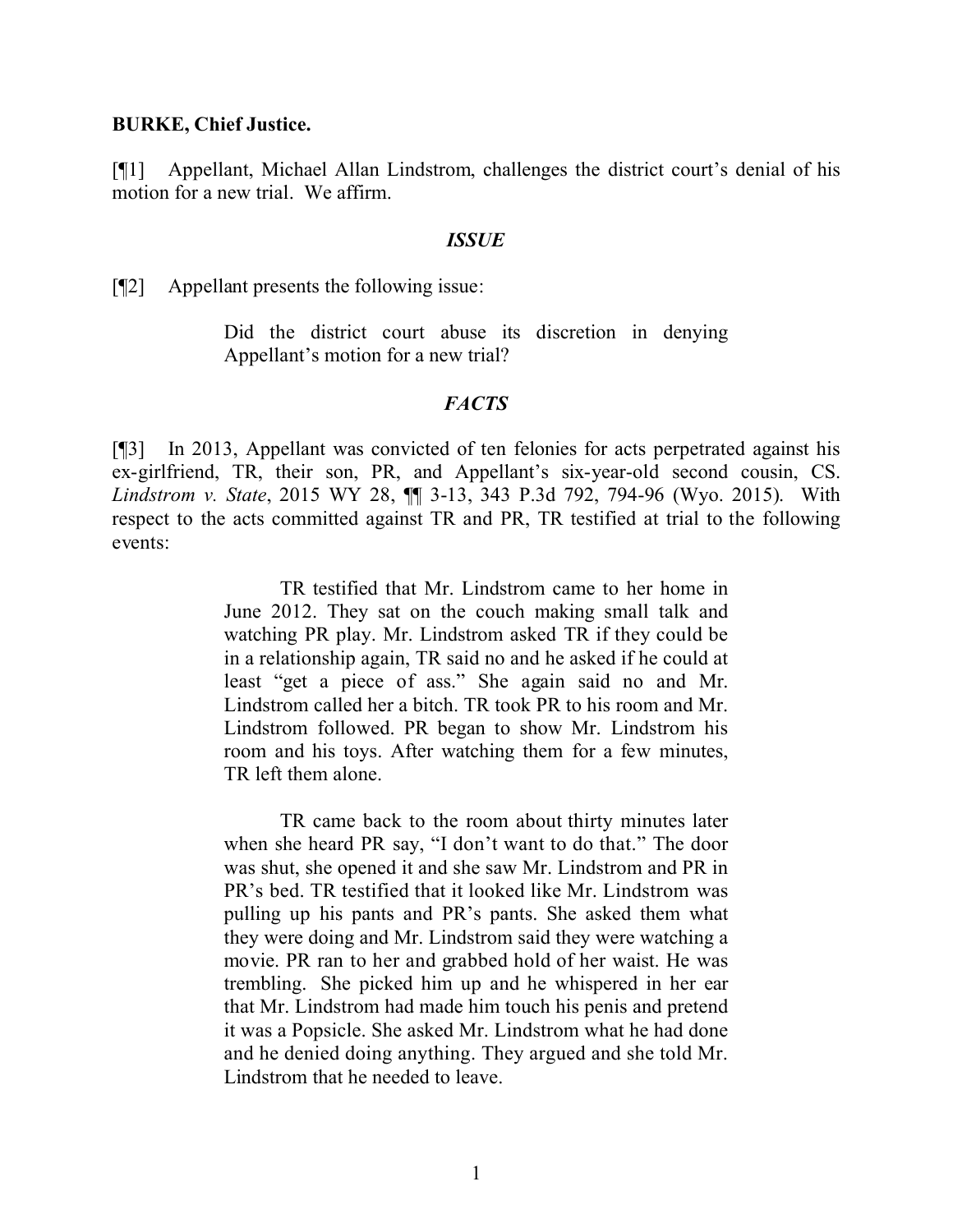**BURKE, Chief Justice.**

[¶1] Appellant, Michael Allan Lindstrom, challenges the district court's denial of his motion for a new trial. We affirm.

### *ISSUE*

[¶2] Appellant presents the following issue:

> Did the district court abuse its discretion in denying Appellant's motion for a new trial?

### *FACTS*

[¶3] In 2013, Appellant was convicted of ten felonies for acts perpetrated against his ex-girlfriend, TR, their son, PR, and Appellant's six-year-old second cousin, CS. *Lindstrom v. State*, 2015 WY 28, ¶¶ 3-13, 343 P.3d 792, 794-96 (Wyo. 2015). With respect to the acts committed against TR and PR, TR testified at trial to the following events:

> TR testified that Mr. Lindstrom came to her home in June 2012. They sat on the couch making small talk and watching PR play. Mr. Lindstrom asked TR if they could be in a relationship again, TR said no and he asked if he could at least "get a piece of ass." She again said no and Mr. Lindstrom called her a bitch. TR took PR to his room and Mr. Lindstrom followed. PR began to show Mr. Lindstrom his room and his toys. After watching them for a few minutes, TR left them alone.
>
> TR came back to the room about thirty minutes later when she heard PR say, "I don't want to do that." The door was shut, she opened it and she saw Mr. Lindstrom and PR in PR's bed. TR testified that it looked like Mr. Lindstrom was pulling up his pants and PR's pants. She asked them what they were doing and Mr. Lindstrom said they were watching a movie. PR ran to her and grabbed hold of her waist. He was trembling. She picked him up and he whispered in her ear that Mr. Lindstrom had made him touch his penis and pretend it was a Popsicle. She asked Mr. Lindstrom what he had done and he denied doing anything. They argued and she told Mr. Lindstrom that he needed to leave.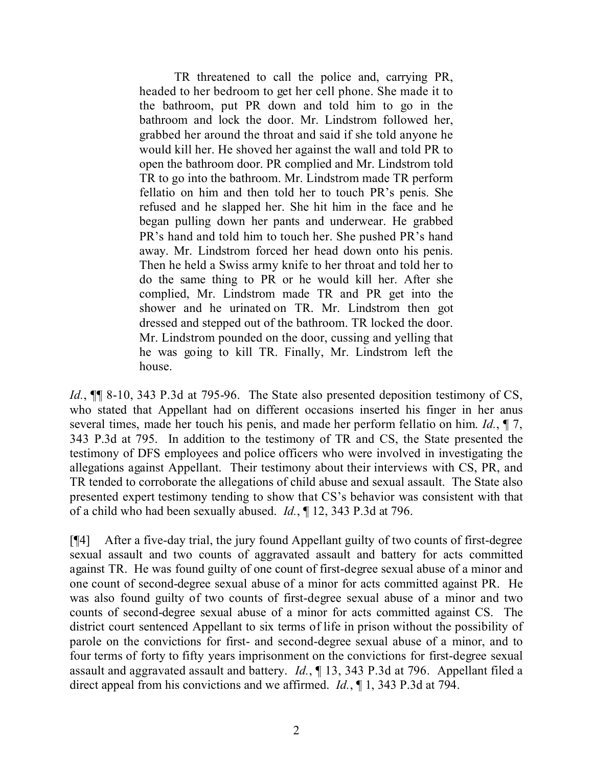> TR threatened to call the police and, carrying PR, headed to her bedroom to get her cell phone. She made it to the bathroom, put PR down and told him to go in the bathroom and lock the door. Mr. Lindstrom followed her, grabbed her around the throat and said if she told anyone he would kill her. He shoved her against the wall and told PR to open the bathroom door. PR complied and Mr. Lindstrom told TR to go into the bathroom. Mr. Lindstrom made TR perform fellatio on him and then told her to touch PR's penis. She refused and he slapped her. She hit him in the face and he began pulling down her pants and underwear. He grabbed PR's hand and told him to touch her. She pushed PR's hand away. Mr. Lindstrom forced her head down onto his penis. Then he held a Swiss army knife to her throat and told her to do the same thing to PR or he would kill her. After she complied, Mr. Lindstrom made TR and PR get into the shower and he urinated on TR. Mr. Lindstrom then got dressed and stepped out of the bathroom. TR locked the door. Mr. Lindstrom pounded on the door, cussing and yelling that he was going to kill TR. Finally, Mr. Lindstrom left the house.

*Id.*, ¶¶ 8-10, 343 P.3d at 795-96. The State also presented deposition testimony of CS, who stated that Appellant had on different occasions inserted his finger in her anus several times, made her touch his penis, and made her perform fellatio on him. *Id.*, ¶ 7, 343 P.3d at 795. In addition to the testimony of TR and CS, the State presented the testimony of DFS employees and police officers who were involved in investigating the allegations against Appellant. Their testimony about their interviews with CS, PR, and TR tended to corroborate the allegations of child abuse and sexual assault. The State also presented expert testimony tending to show that CS's behavior was consistent with that of a child who had been sexually abused. *Id.*, ¶ 12, 343 P.3d at 796.

[¶4] After a five-day trial, the jury found Appellant guilty of two counts of first-degree sexual assault and two counts of aggravated assault and battery for acts committed against TR. He was found guilty of one count of first-degree sexual abuse of a minor and one count of second-degree sexual abuse of a minor for acts committed against PR. He was also found guilty of two counts of first-degree sexual abuse of a minor and two counts of second-degree sexual abuse of a minor for acts committed against CS. The district court sentenced Appellant to six terms of life in prison without the possibility of parole on the convictions for first- and second-degree sexual abuse of a minor, and to four terms of forty to fifty years imprisonment on the convictions for first-degree sexual assault and aggravated assault and battery. *Id.*, ¶ 13, 343 P.3d at 796. Appellant filed a direct appeal from his convictions and we affirmed. *Id.*, ¶ 1, 343 P.3d at 794.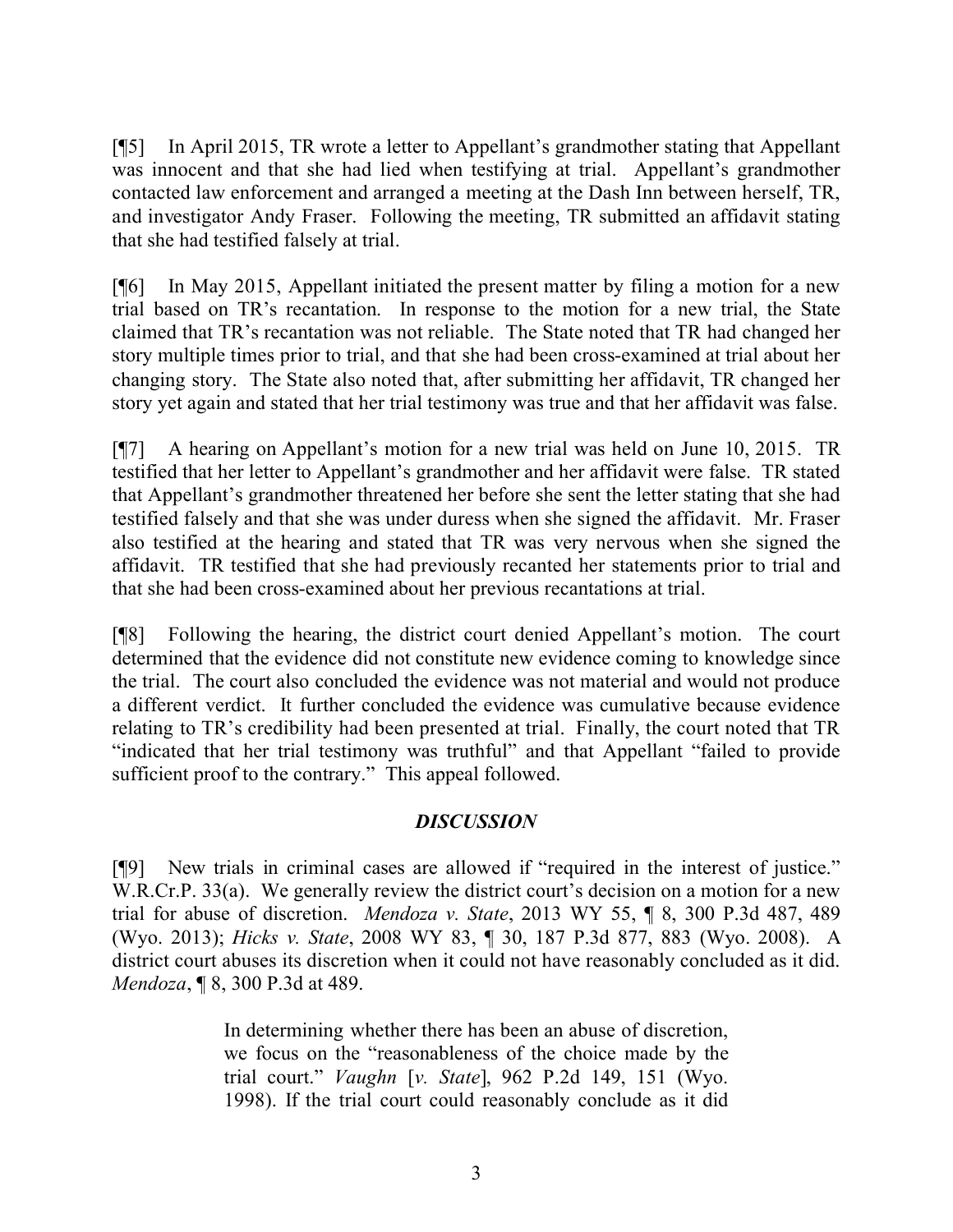[¶5] In April 2015, TR wrote a letter to Appellant's grandmother stating that Appellant was innocent and that she had lied when testifying at trial. Appellant's grandmother contacted law enforcement and arranged a meeting at the Dash Inn between herself, TR, and investigator Andy Fraser. Following the meeting, TR submitted an affidavit stating that she had testified falsely at trial.

[¶6] In May 2015, Appellant initiated the present matter by filing a motion for a new trial based on TR's recantation. In response to the motion for a new trial, the State claimed that TR's recantation was not reliable. The State noted that TR had changed her story multiple times prior to trial, and that she had been cross-examined at trial about her changing story. The State also noted that, after submitting her affidavit, TR changed her story yet again and stated that her trial testimony was true and that her affidavit was false.

[¶7] A hearing on Appellant's motion for a new trial was held on June 10, 2015. TR testified that her letter to Appellant's grandmother and her affidavit were false. TR stated that Appellant's grandmother threatened her before she sent the letter stating that she had testified falsely and that she was under duress when she signed the affidavit. Mr. Fraser also testified at the hearing and stated that TR was very nervous when she signed the affidavit. TR testified that she had previously recanted her statements prior to trial and that she had been cross-examined about her previous recantations at trial.

[¶8] Following the hearing, the district court denied Appellant's motion. The court determined that the evidence did not constitute new evidence coming to knowledge since the trial. The court also concluded the evidence was not material and would not produce a different verdict. It further concluded the evidence was cumulative because evidence relating to TR's credibility had been presented at trial. Finally, the court noted that TR "indicated that her trial testimony was truthful" and that Appellant "failed to provide sufficient proof to the contrary." This appeal followed.

## *DISCUSSION*

[¶9] New trials in criminal cases are allowed if "required in the interest of justice." W.R.Cr.P. 33(a). We generally review the district court's decision on a motion for a new trial for abuse of discretion. *Mendoza v. State*, 2013 WY 55, ¶ 8, 300 P.3d 487, 489 (Wyo. 2013); *Hicks v. State*, 2008 WY 83, ¶ 30, 187 P.3d 877, 883 (Wyo. 2008). A district court abuses its discretion when it could not have reasonably concluded as it did. *Mendoza*, ¶ 8, 300 P.3d at 489.

> In determining whether there has been an abuse of discretion, we focus on the "reasonableness of the choice made by the trial court." *Vaughn* [*v. State*], 962 P.2d 149, 151 (Wyo. 1998). If the trial court could reasonably conclude as it did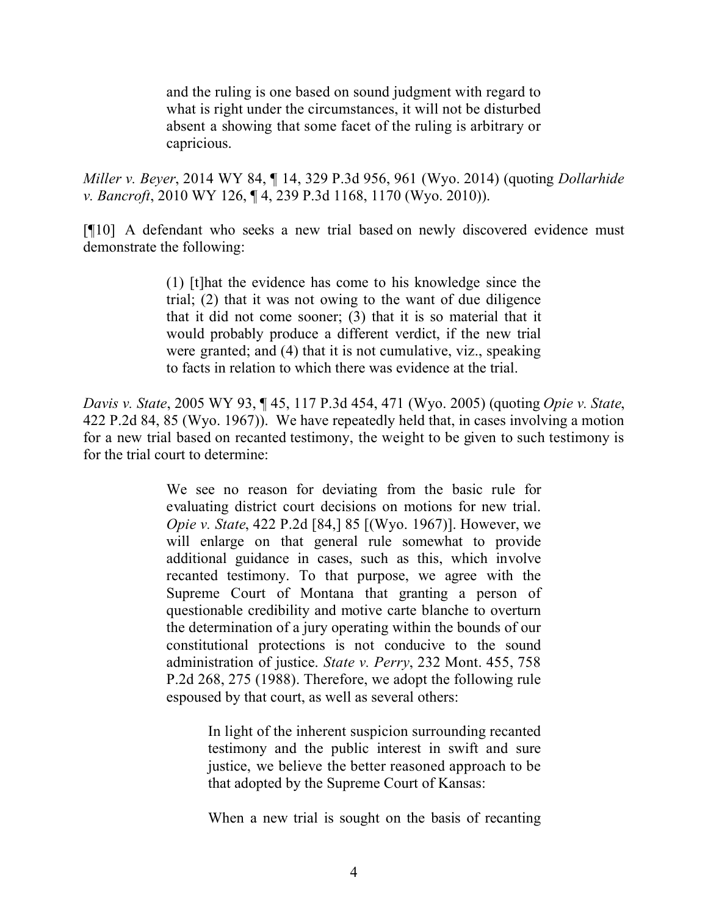> and the ruling is one based on sound judgment with regard to what is right under the circumstances, it will not be disturbed absent a showing that some facet of the ruling is arbitrary or capricious.

*Miller v. Beyer*, 2014 WY 84, ¶ 14, 329 P.3d 956, 961 (Wyo. 2014) (quoting *Dollarhide v. Bancroft*, 2010 WY 126, ¶ 4, 239 P.3d 1168, 1170 (Wyo. 2010)).

[¶10] A defendant who seeks a new trial based on newly discovered evidence must demonstrate the following:

> (1) [t]hat the evidence has come to his knowledge since the trial; (2) that it was not owing to the want of due diligence that it did not come sooner; (3) that it is so material that it would probably produce a different verdict, if the new trial were granted; and (4) that it is not cumulative, viz., speaking to facts in relation to which there was evidence at the trial.

*Davis v. State*, 2005 WY 93, ¶ 45, 117 P.3d 454, 471 (Wyo. 2005) (quoting *Opie v. State*, 422 P.2d 84, 85 (Wyo. 1967)). We have repeatedly held that, in cases involving a motion for a new trial based on recanted testimony, the weight to be given to such testimony is for the trial court to determine:

> We see no reason for deviating from the basic rule for evaluating district court decisions on motions for new trial. *Opie v. State*, 422 P.2d [84,] 85 [(Wyo. 1967)]. However, we will enlarge on that general rule somewhat to provide additional guidance in cases, such as this, which involve recanted testimony. To that purpose, we agree with the Supreme Court of Montana that granting a person of questionable credibility and motive carte blanche to overturn the determination of a jury operating within the bounds of our constitutional protections is not conducive to the sound administration of justice. *State v. Perry*, 232 Mont. 455, 758 P.2d 268, 275 (1988). Therefore, we adopt the following rule espoused by that court, as well as several others:
>
> > In light of the inherent suspicion surrounding recanted testimony and the public interest in swift and sure justice, we believe the better reasoned approach to be that adopted by the Supreme Court of Kansas:
> >
> > When a new trial is sought on the basis of recanting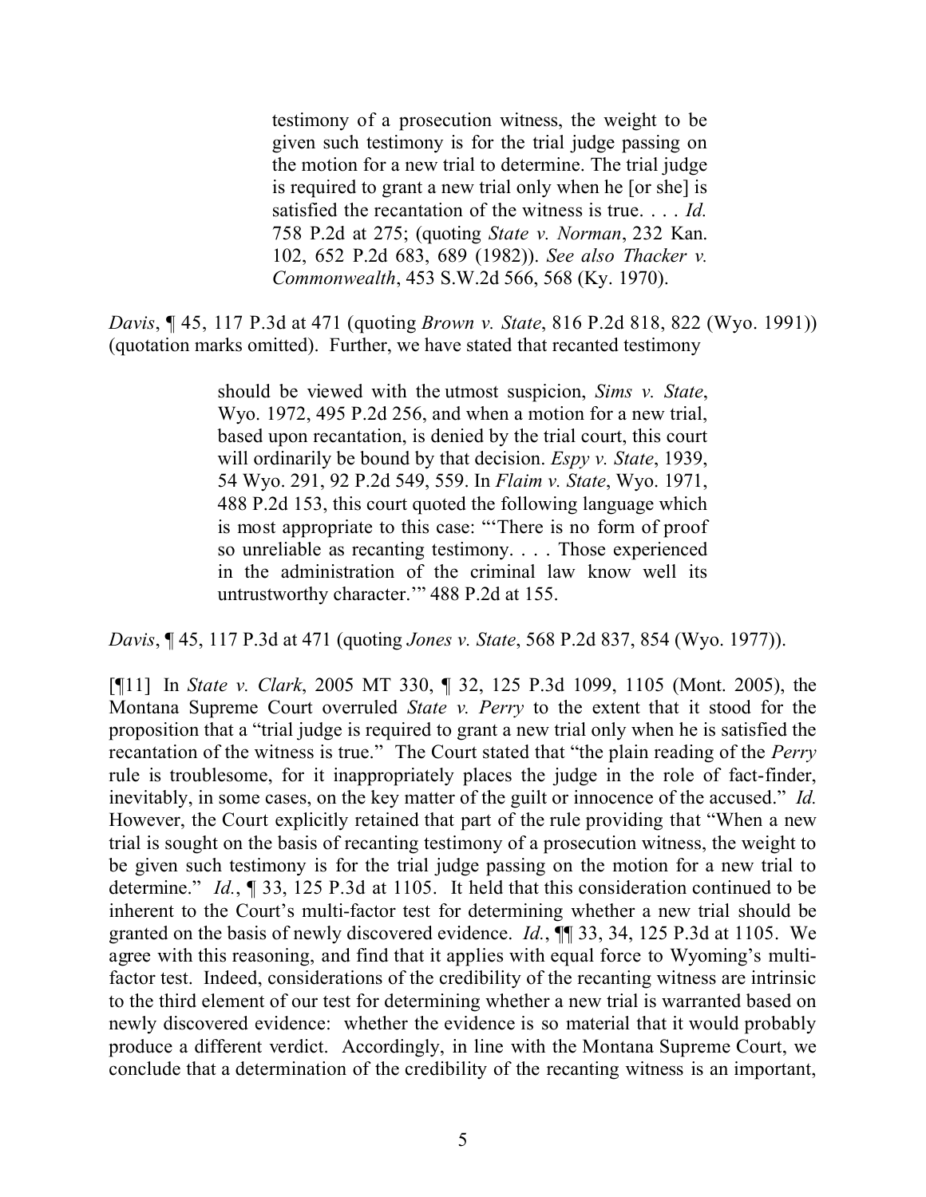> testimony of a prosecution witness, the weight to be given such testimony is for the trial judge passing on the motion for a new trial to determine. The trial judge is required to grant a new trial only when he [or she] is satisfied the recantation of the witness is true. . . . *Id.* 758 P.2d at 275; (quoting *State v. Norman*, 232 Kan. 102, 652 P.2d 683, 689 (1982)). *See also Thacker v. Commonwealth*, 453 S.W.2d 566, 568 (Ky. 1970).

*Davis*, ¶ 45, 117 P.3d at 471 (quoting *Brown v. State*, 816 P.2d 818, 822 (Wyo. 1991)) (quotation marks omitted). Further, we have stated that recanted testimony

> should be viewed with the utmost suspicion, *Sims v. State*, Wyo. 1972, 495 P.2d 256, and when a motion for a new trial, based upon recantation, is denied by the trial court, this court will ordinarily be bound by that decision. *Espy v. State*, 1939, 54 Wyo. 291, 92 P.2d 549, 559. In *Flaim v. State*, Wyo. 1971, 488 P.2d 153, this court quoted the following language which is most appropriate to this case: "'There is no form of proof so unreliable as recanting testimony. . . . Those experienced in the administration of the criminal law know well its untrustworthy character.'" 488 P.2d at 155.

*Davis*, ¶ 45, 117 P.3d at 471 (quoting *Jones v. State*, 568 P.2d 837, 854 (Wyo. 1977)).

[¶11] In *State v. Clark*, 2005 MT 330, ¶ 32, 125 P.3d 1099, 1105 (Mont. 2005), the Montana Supreme Court overruled *State v. Perry* to the extent that it stood for the proposition that a "trial judge is required to grant a new trial only when he is satisfied the recantation of the witness is true." The Court stated that "the plain reading of the *Perry* rule is troublesome, for it inappropriately places the judge in the role of fact-finder, inevitably, in some cases, on the key matter of the guilt or innocence of the accused." *Id.* However, the Court explicitly retained that part of the rule providing that "When a new trial is sought on the basis of recanting testimony of a prosecution witness, the weight to be given such testimony is for the trial judge passing on the motion for a new trial to determine." *Id.*, ¶ 33, 125 P.3d at 1105. It held that this consideration continued to be inherent to the Court's multi-factor test for determining whether a new trial should be granted on the basis of newly discovered evidence. *Id.*, ¶¶ 33, 34, 125 P.3d at 1105. We agree with this reasoning, and find that it applies with equal force to Wyoming's multi-factor test. Indeed, considerations of the credibility of the recanting witness are intrinsic to the third element of our test for determining whether a new trial is warranted based on newly discovered evidence: whether the evidence is so material that it would probably produce a different verdict. Accordingly, in line with the Montana Supreme Court, we conclude that a determination of the credibility of the recanting witness is an important,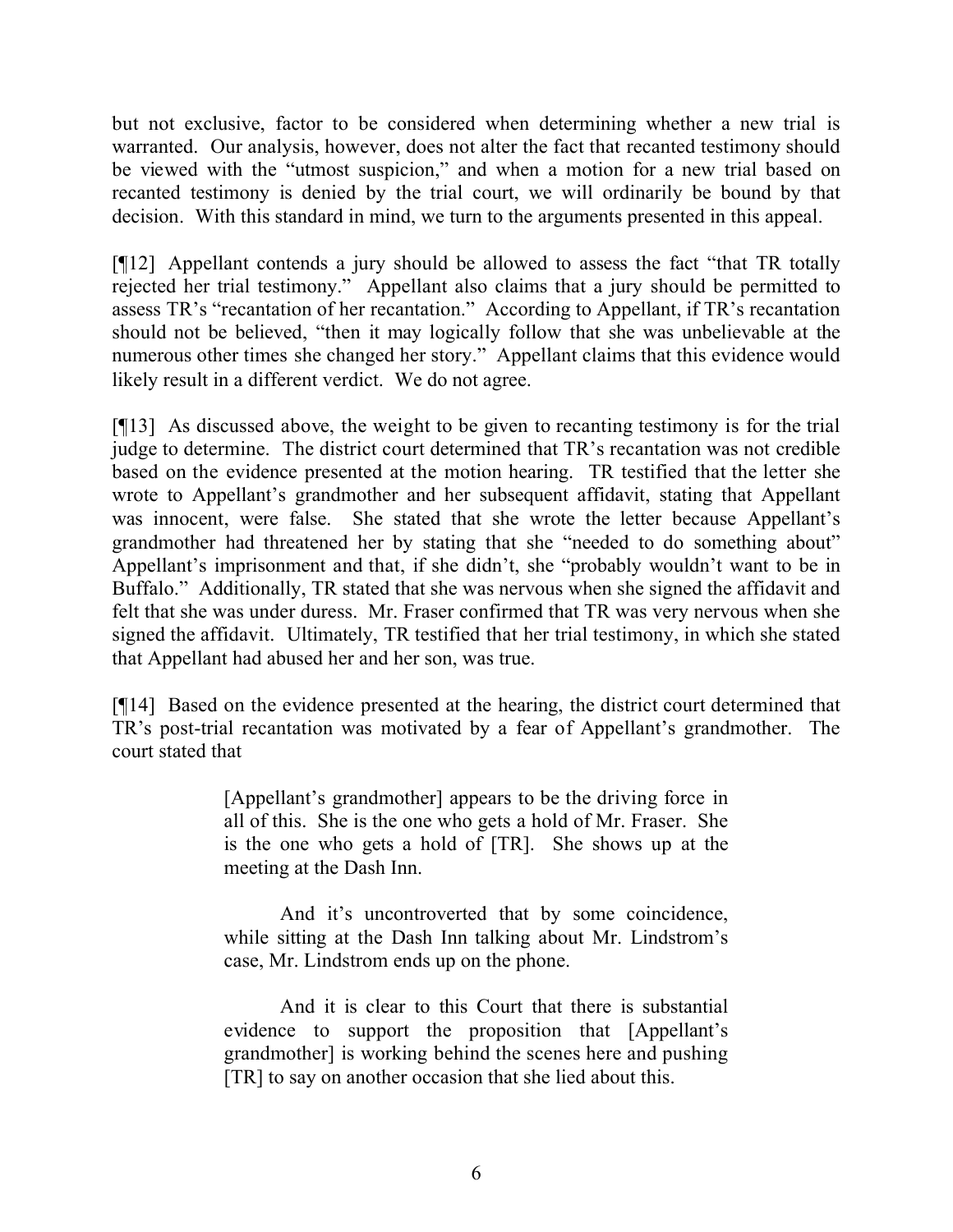but not exclusive, factor to be considered when determining whether a new trial is warranted. Our analysis, however, does not alter the fact that recanted testimony should be viewed with the "utmost suspicion," and when a motion for a new trial based on recanted testimony is denied by the trial court, we will ordinarily be bound by that decision. With this standard in mind, we turn to the arguments presented in this appeal.

[¶12] Appellant contends a jury should be allowed to assess the fact "that TR totally rejected her trial testimony." Appellant also claims that a jury should be permitted to assess TR's "recantation of her recantation." According to Appellant, if TR's recantation should not be believed, "then it may logically follow that she was unbelievable at the numerous other times she changed her story." Appellant claims that this evidence would likely result in a different verdict. We do not agree.

[¶13] As discussed above, the weight to be given to recanting testimony is for the trial judge to determine. The district court determined that TR's recantation was not credible based on the evidence presented at the motion hearing. TR testified that the letter she wrote to Appellant's grandmother and her subsequent affidavit, stating that Appellant was innocent, were false. She stated that she wrote the letter because Appellant's grandmother had threatened her by stating that she "needed to do something about" Appellant's imprisonment and that, if she didn't, she "probably wouldn't want to be in Buffalo." Additionally, TR stated that she was nervous when she signed the affidavit and felt that she was under duress. Mr. Fraser confirmed that TR was very nervous when she signed the affidavit. Ultimately, TR testified that her trial testimony, in which she stated that Appellant had abused her and her son, was true.

[¶14] Based on the evidence presented at the hearing, the district court determined that TR's post-trial recantation was motivated by a fear of Appellant's grandmother. The court stated that

> [Appellant's grandmother] appears to be the driving force in all of this. She is the one who gets a hold of Mr. Fraser. She is the one who gets a hold of [TR]. She shows up at the meeting at the Dash Inn.
>
> And it's uncontroverted that by some coincidence, while sitting at the Dash Inn talking about Mr. Lindstrom's case, Mr. Lindstrom ends up on the phone.
>
> And it is clear to this Court that there is substantial evidence to support the proposition that [Appellant's grandmother] is working behind the scenes here and pushing [TR] to say on another occasion that she lied about this.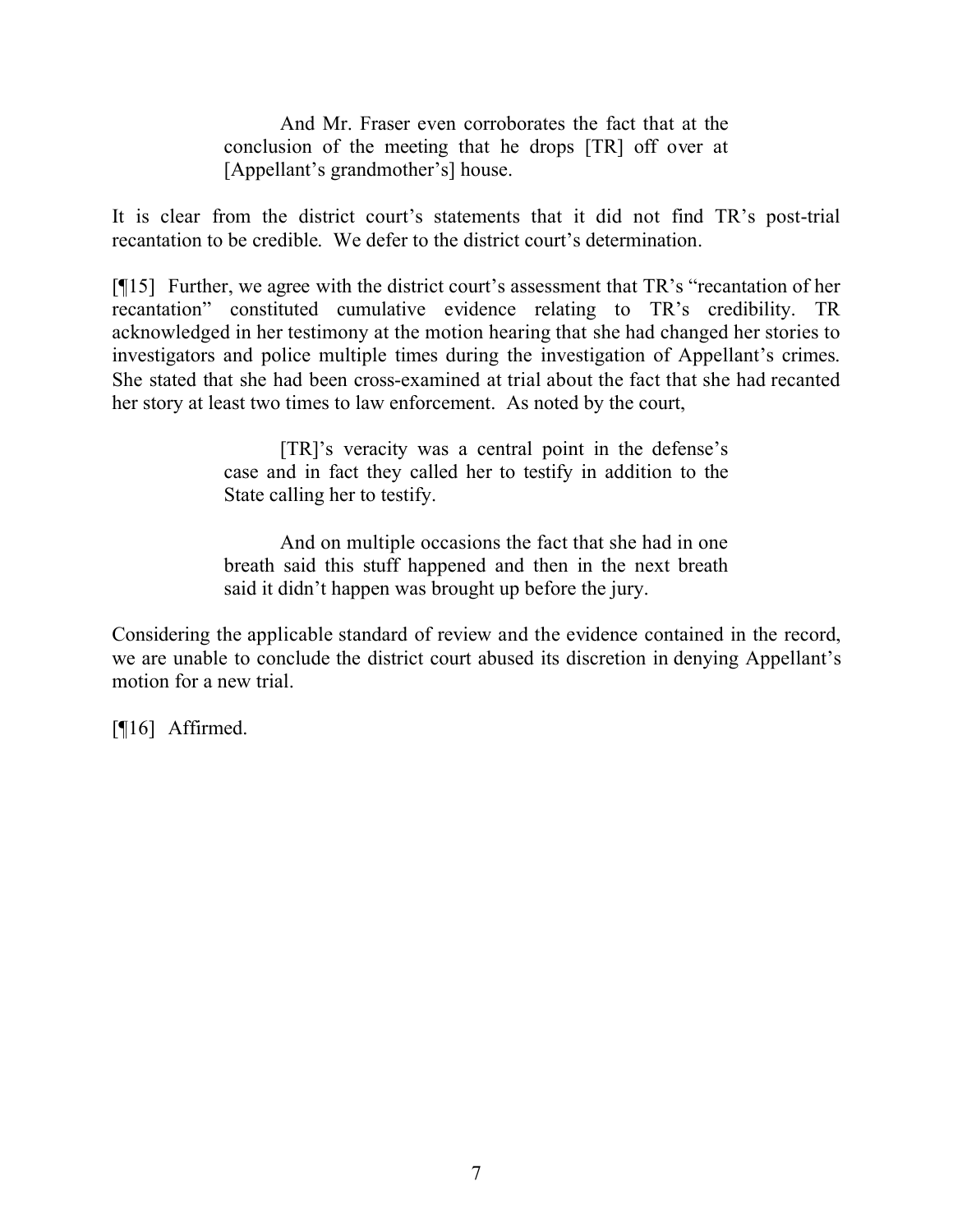> And Mr. Fraser even corroborates the fact that at the conclusion of the meeting that he drops [TR] off over at [Appellant's grandmother's] house.

It is clear from the district court's statements that it did not find TR's post-trial recantation to be credible. We defer to the district court's determination.

[¶15] Further, we agree with the district court's assessment that TR's "recantation of her recantation" constituted cumulative evidence relating to TR's credibility. TR acknowledged in her testimony at the motion hearing that she had changed her stories to investigators and police multiple times during the investigation of Appellant's crimes. She stated that she had been cross-examined at trial about the fact that she had recanted her story at least two times to law enforcement. As noted by the court,

> [TR]'s veracity was a central point in the defense's case and in fact they called her to testify in addition to the State calling her to testify.
>
> And on multiple occasions the fact that she had in one breath said this stuff happened and then in the next breath said it didn't happen was brought up before the jury.

Considering the applicable standard of review and the evidence contained in the record, we are unable to conclude the district court abused its discretion in denying Appellant's motion for a new trial.

[¶16] Affirmed.